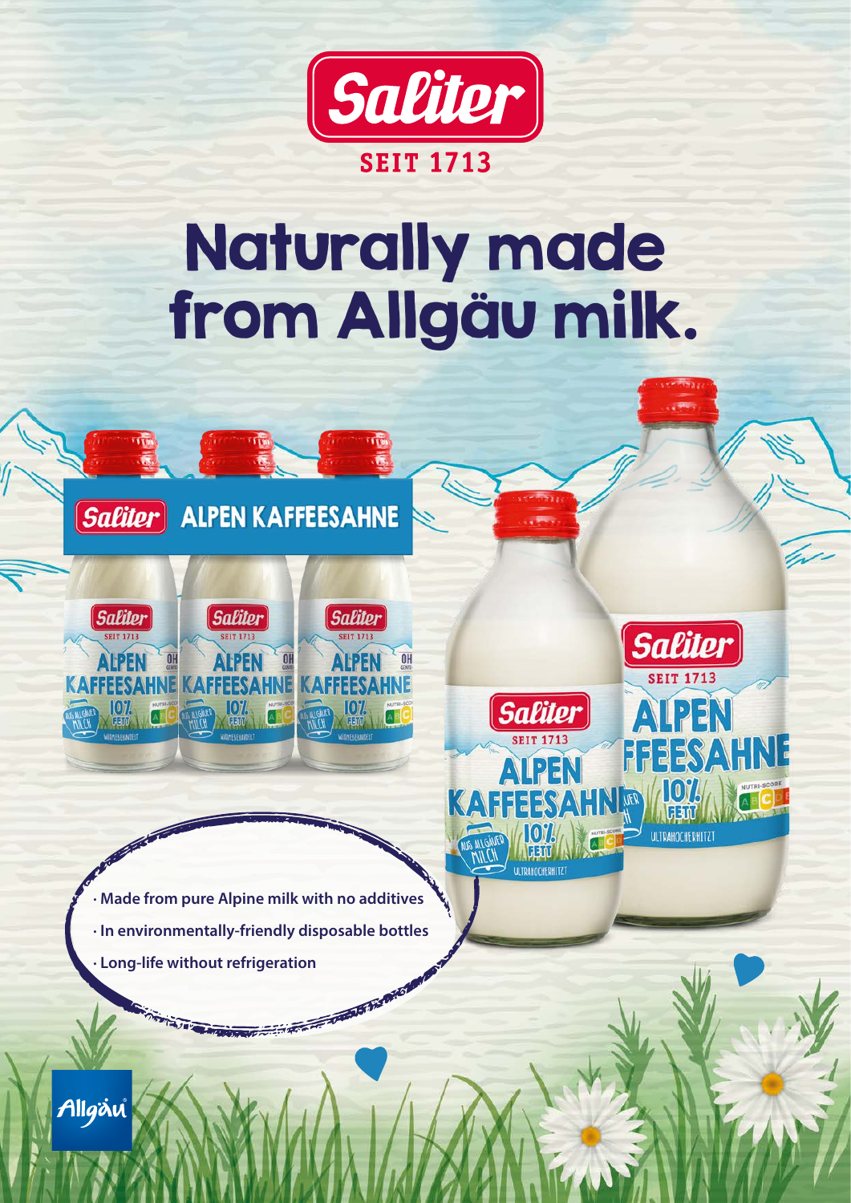Saliter

SEIT 1713

# Naturally made from Allgäu milk.

- Made from pure Alpine milk with no additives
- In environmentally-friendly disposable bottles
- Long-life without refrigeration

Allgäu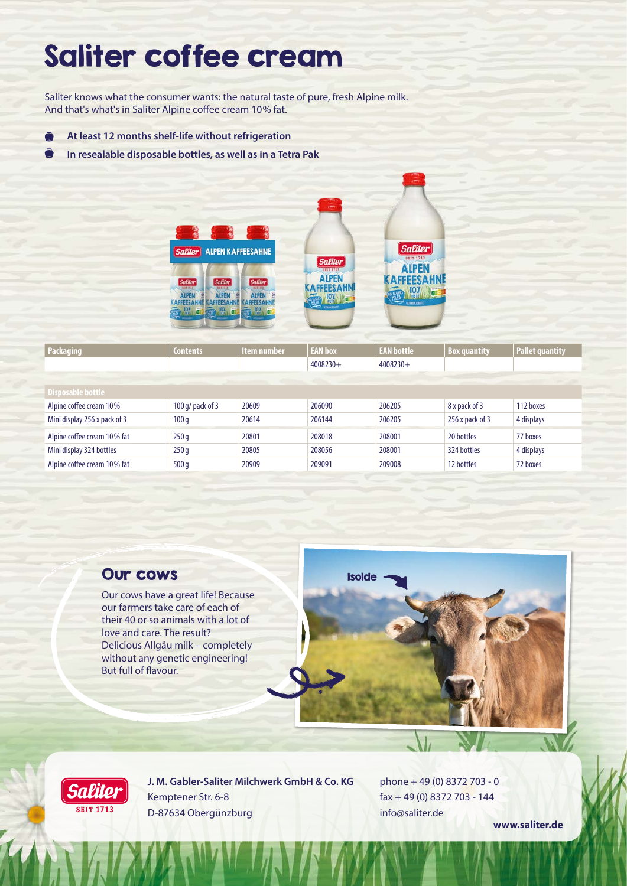# Saliter coffee cream

Saliter knows what the consumer wants: the natural taste of pure, fresh Alpine milk.
And that's what's in Saliter Alpine coffee cream 10% fat.

- **At least 12 months shelf-life without refrigeration**
- **In resealable disposable bottles, as well as in a Tetra Pak**

| Packaging | Contents | Item number | EAN box | EAN bottle | Box quantity | Pallet quantity |
|---|---|---|---|---|---|---|
| | | | 4008230+ | 4008230+ | | |
| **Disposable bottle** | | | | | | |
| Alpine coffee cream 10% | 100 g/ pack of 3 | 20609 | 206090 | 206205 | 8 x pack of 3 | 112 boxes |
| Mini display 256 x pack of 3 | 100 g | 20614 | 206144 | 206205 | 256 x pack of 3 | 4 displays |
| Alpine coffee cream 10% fat | 250 g | 20801 | 208018 | 208001 | 20 bottles | 77 boxes |
| Mini display 324 bottles | 250 g | 20805 | 208056 | 208001 | 324 bottles | 4 displays |
| Alpine coffee cream 10% fat | 500 g | 20909 | 209091 | 209008 | 12 bottles | 72 boxes |

## Our cows

Our cows have a great life! Because our farmers take care of each of their 40 or so animals with a lot of love and care. The result? Delicious Allgäu milk – completely without any genetic engineering! But full of flavour.

Isolde

**J. M. Gabler-Saliter Milchwerk GmbH & Co. KG**
Kemptener Str. 6-8
D-87634 Obergünzburg

phone + 49 (0) 8372 703 - 0
fax + 49 (0) 8372 703 - 144
info@saliter.de

**www.saliter.de**